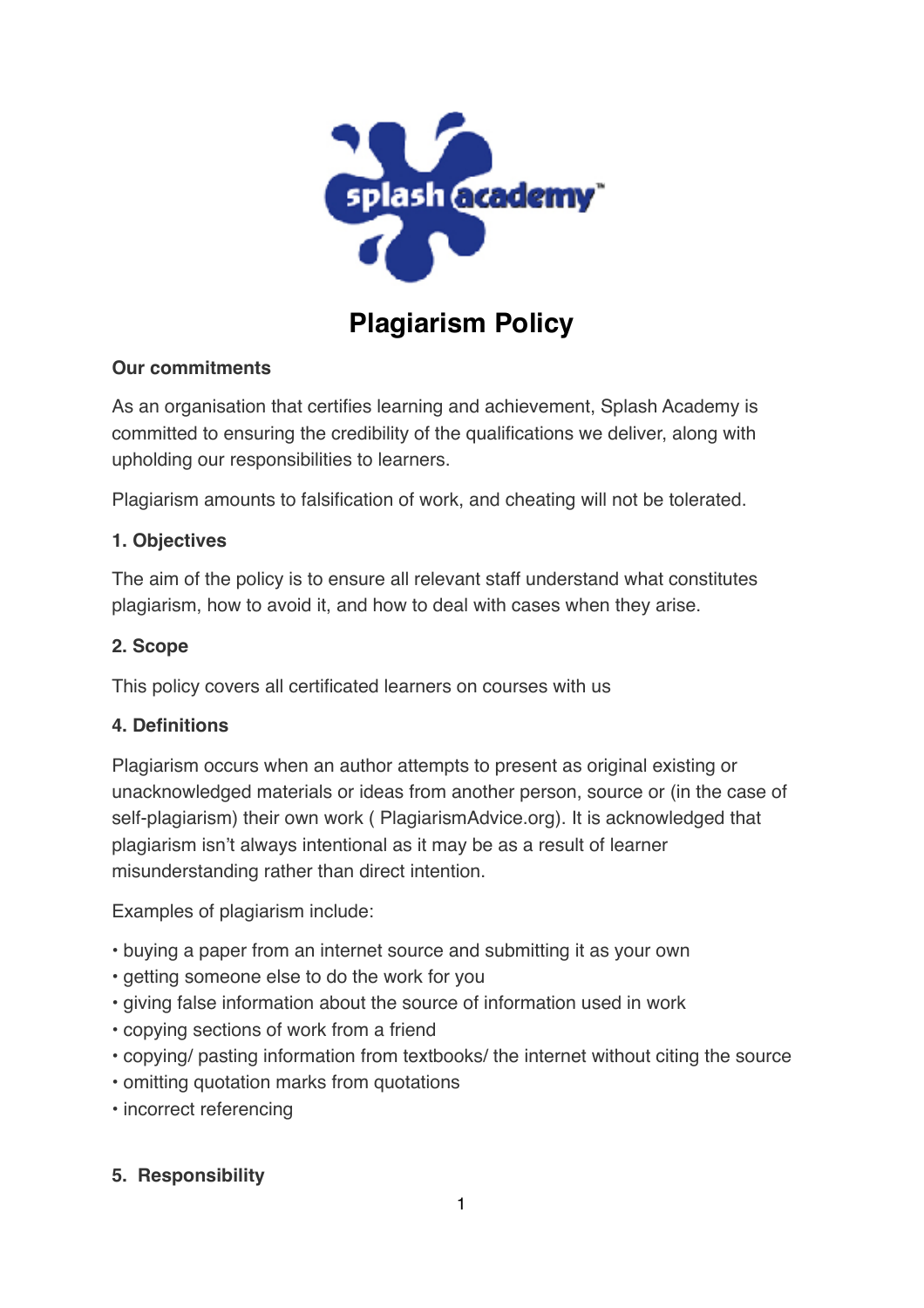# Plagiarism Policy

**Our commitments**

As an organisation that certifies learning and achievement, Splash Academy is committed to ensuring the credibility of the qualifications we deliver, along with upholding our responsibilities to learners.

Plagiarism amounts to falsification of work, and cheating will not be tolerated.

**1. Objectives**

The aim of the policy is to ensure all relevant staff understand what constitutes plagiarism, how to avoid it, and how to deal with cases when they arise.

**2. Scope**

This policy covers all certificated learners on courses with us

**4. Definitions**

Plagiarism occurs when an author attempts to present as original existing or unacknowledged materials or ideas from another person, source or (in the case of self-plagiarism) their own work ( PlagiarismAdvice.org). It is acknowledged that plagiarism isn't always intentional as it may be as a result of learner misunderstanding rather than direct intention.

Examples of plagiarism include:

- buying a paper from an internet source and submitting it as your own
- getting someone else to do the work for you
- giving false information about the source of information used in work
- copying sections of work from a friend
- copying/ pasting information from textbooks/ the internet without citing the source
- omitting quotation marks from quotations
- incorrect referencing

**5. Responsibility**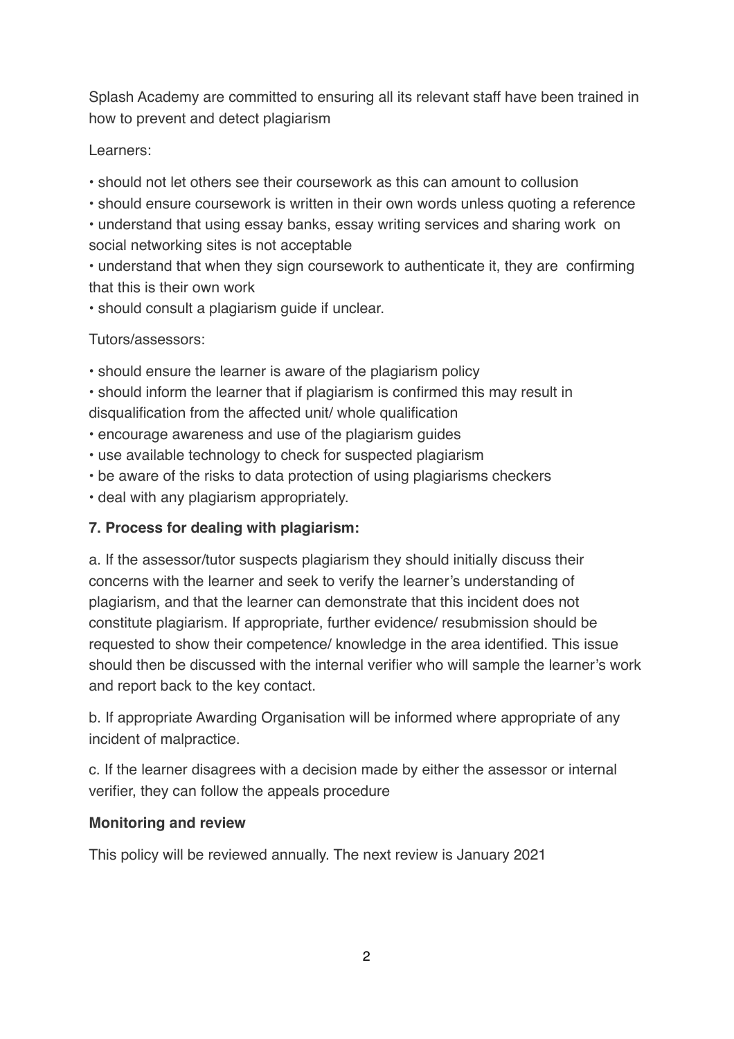Splash Academy are committed to ensuring all its relevant staff have been trained in how to prevent and detect plagiarism

Learners:

- should not let others see their coursework as this can amount to collusion
- should ensure coursework is written in their own words unless quoting a reference
- understand that using essay banks, essay writing services and sharing work on social networking sites is not acceptable
- understand that when they sign coursework to authenticate it, they are confirming that this is their own work
- should consult a plagiarism guide if unclear.

Tutors/assessors:

- should ensure the learner is aware of the plagiarism policy
- should inform the learner that if plagiarism is confirmed this may result in disqualification from the affected unit/ whole qualification
- encourage awareness and use of the plagiarism guides
- use available technology to check for suspected plagiarism
- be aware of the risks to data protection of using plagiarisms checkers
- deal with any plagiarism appropriately.

**7. Process for dealing with plagiarism:**

a. If the assessor/tutor suspects plagiarism they should initially discuss their concerns with the learner and seek to verify the learner's understanding of plagiarism, and that the learner can demonstrate that this incident does not constitute plagiarism. If appropriate, further evidence/ resubmission should be requested to show their competence/ knowledge in the area identified. This issue should then be discussed with the internal verifier who will sample the learner's work and report back to the key contact.

b. If appropriate Awarding Organisation will be informed where appropriate of any incident of malpractice.

c. If the learner disagrees with a decision made by either the assessor or internal verifier, they can follow the appeals procedure

**Monitoring and review**

This policy will be reviewed annually. The next review is January 2021